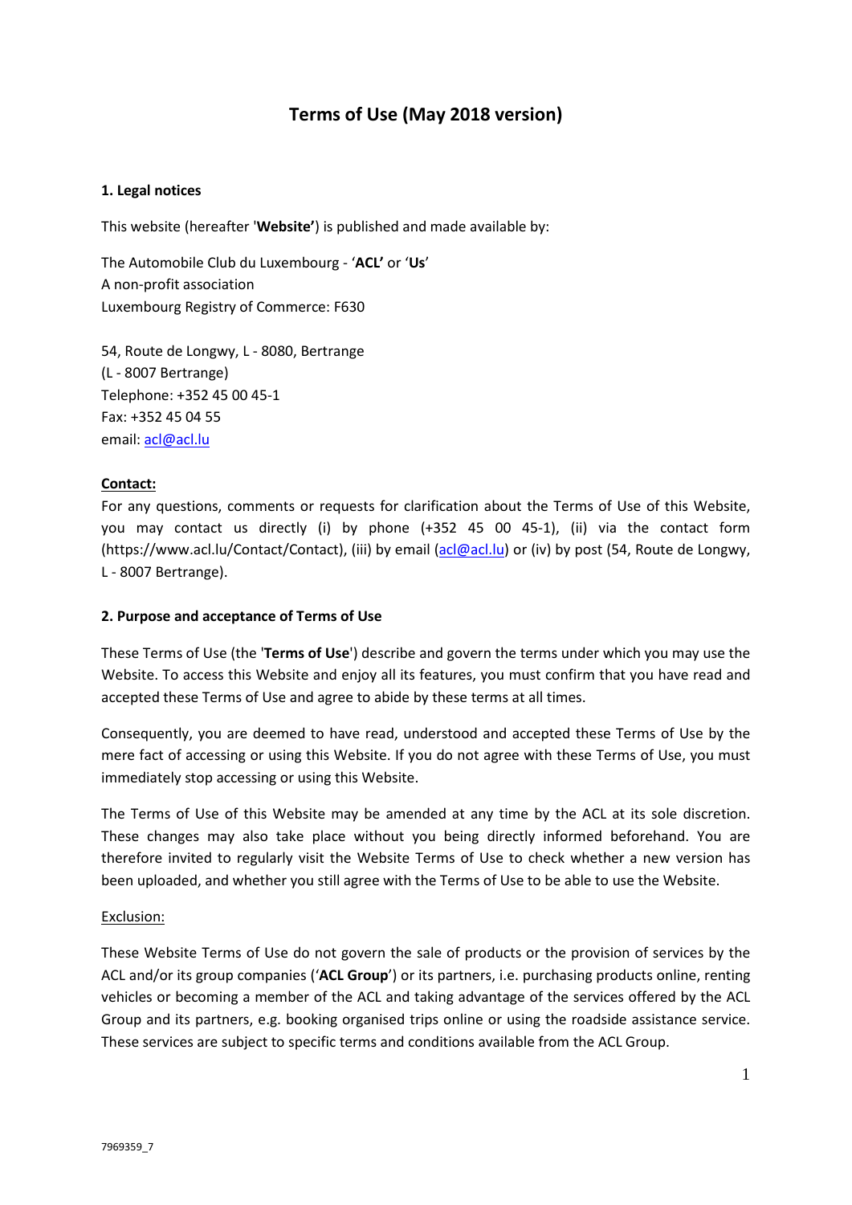# Terms of Use (May 2018 version)

**1. Legal notices**

This website (hereafter '**Website'**) is published and made available by:

The Automobile Club du Luxembourg - '**ACL'** or '**Us**'
A non-profit association
Luxembourg Registry of Commerce: F630

54, Route de Longwy, L - 8080, Bertrange
(L - 8007 Bertrange)
Telephone: +352 45 00 45-1
Fax: +352 45 04 55
email: acl@acl.lu

**Contact:**

For any questions, comments or requests for clarification about the Terms of Use of this Website, you may contact us directly (i) by phone (+352 45 00 45-1), (ii) via the contact form (https://www.acl.lu/Contact/Contact), (iii) by email (acl@acl.lu) or (iv) by post (54, Route de Longwy, L - 8007 Bertrange).

**2. Purpose and acceptance of Terms of Use**

These Terms of Use (the '**Terms of Use**') describe and govern the terms under which you may use the Website. To access this Website and enjoy all its features, you must confirm that you have read and accepted these Terms of Use and agree to abide by these terms at all times.

Consequently, you are deemed to have read, understood and accepted these Terms of Use by the mere fact of accessing or using this Website. If you do not agree with these Terms of Use, you must immediately stop accessing or using this Website.

The Terms of Use of this Website may be amended at any time by the ACL at its sole discretion. These changes may also take place without you being directly informed beforehand. You are therefore invited to regularly visit the Website Terms of Use to check whether a new version has been uploaded, and whether you still agree with the Terms of Use to be able to use the Website.

Exclusion:

These Website Terms of Use do not govern the sale of products or the provision of services by the ACL and/or its group companies ('**ACL Group**') or its partners, i.e. purchasing products online, renting vehicles or becoming a member of the ACL and taking advantage of the services offered by the ACL Group and its partners, e.g. booking organised trips online or using the roadside assistance service. These services are subject to specific terms and conditions available from the ACL Group.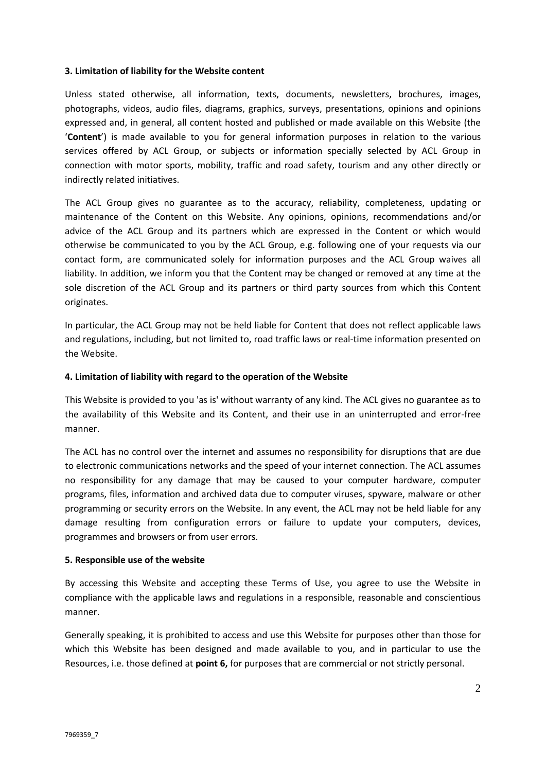### 3. Limitation of liability for the Website content

Unless stated otherwise, all information, texts, documents, newsletters, brochures, images, photographs, videos, audio files, diagrams, graphics, surveys, presentations, opinions and opinions expressed and, in general, all content hosted and published or made available on this Website (the '**Content**') is made available to you for general information purposes in relation to the various services offered by ACL Group, or subjects or information specially selected by ACL Group in connection with motor sports, mobility, traffic and road safety, tourism and any other directly or indirectly related initiatives.

The ACL Group gives no guarantee as to the accuracy, reliability, completeness, updating or maintenance of the Content on this Website. Any opinions, opinions, recommendations and/or advice of the ACL Group and its partners which are expressed in the Content or which would otherwise be communicated to you by the ACL Group, e.g. following one of your requests via our contact form, are communicated solely for information purposes and the ACL Group waives all liability. In addition, we inform you that the Content may be changed or removed at any time at the sole discretion of the ACL Group and its partners or third party sources from which this Content originates.

In particular, the ACL Group may not be held liable for Content that does not reflect applicable laws and regulations, including, but not limited to, road traffic laws or real-time information presented on the Website.

### 4. Limitation of liability with regard to the operation of the Website

This Website is provided to you 'as is' without warranty of any kind. The ACL gives no guarantee as to the availability of this Website and its Content, and their use in an uninterrupted and error-free manner.

The ACL has no control over the internet and assumes no responsibility for disruptions that are due to electronic communications networks and the speed of your internet connection. The ACL assumes no responsibility for any damage that may be caused to your computer hardware, computer programs, files, information and archived data due to computer viruses, spyware, malware or other programming or security errors on the Website. In any event, the ACL may not be held liable for any damage resulting from configuration errors or failure to update your computers, devices, programmes and browsers or from user errors.

### 5. Responsible use of the website

By accessing this Website and accepting these Terms of Use, you agree to use the Website in compliance with the applicable laws and regulations in a responsible, reasonable and conscientious manner.

Generally speaking, it is prohibited to access and use this Website for purposes other than those for which this Website has been designed and made available to you, and in particular to use the Resources, i.e. those defined at **point 6,** for purposes that are commercial or not strictly personal.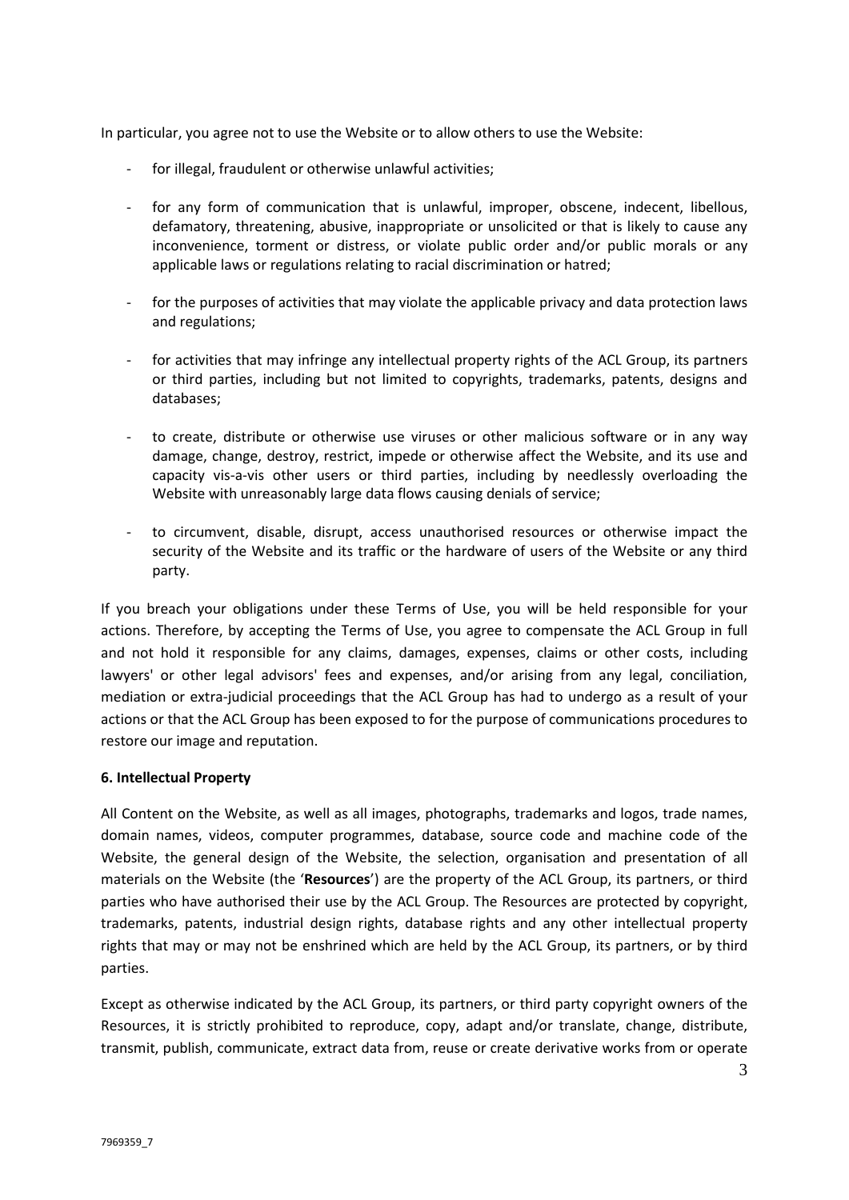In particular, you agree not to use the Website or to allow others to use the Website:

- for illegal, fraudulent or otherwise unlawful activities;
- for any form of communication that is unlawful, improper, obscene, indecent, libellous, defamatory, threatening, abusive, inappropriate or unsolicited or that is likely to cause any inconvenience, torment or distress, or violate public order and/or public morals or any applicable laws or regulations relating to racial discrimination or hatred;
- for the purposes of activities that may violate the applicable privacy and data protection laws and regulations;
- for activities that may infringe any intellectual property rights of the ACL Group, its partners or third parties, including but not limited to copyrights, trademarks, patents, designs and databases;
- to create, distribute or otherwise use viruses or other malicious software or in any way damage, change, destroy, restrict, impede or otherwise affect the Website, and its use and capacity vis-a-vis other users or third parties, including by needlessly overloading the Website with unreasonably large data flows causing denials of service;
- to circumvent, disable, disrupt, access unauthorised resources or otherwise impact the security of the Website and its traffic or the hardware of users of the Website or any third party.

If you breach your obligations under these Terms of Use, you will be held responsible for your actions. Therefore, by accepting the Terms of Use, you agree to compensate the ACL Group in full and not hold it responsible for any claims, damages, expenses, claims or other costs, including lawyers' or other legal advisors' fees and expenses, and/or arising from any legal, conciliation, mediation or extra-judicial proceedings that the ACL Group has had to undergo as a result of your actions or that the ACL Group has been exposed to for the purpose of communications procedures to restore our image and reputation.

**6. Intellectual Property**

All Content on the Website, as well as all images, photographs, trademarks and logos, trade names, domain names, videos, computer programmes, database, source code and machine code of the Website, the general design of the Website, the selection, organisation and presentation of all materials on the Website (the '**Resources**') are the property of the ACL Group, its partners, or third parties who have authorised their use by the ACL Group. The Resources are protected by copyright, trademarks, patents, industrial design rights, database rights and any other intellectual property rights that may or may not be enshrined which are held by the ACL Group, its partners, or by third parties.

Except as otherwise indicated by the ACL Group, its partners, or third party copyright owners of the Resources, it is strictly prohibited to reproduce, copy, adapt and/or translate, change, distribute, transmit, publish, communicate, extract data from, reuse or create derivative works from or operate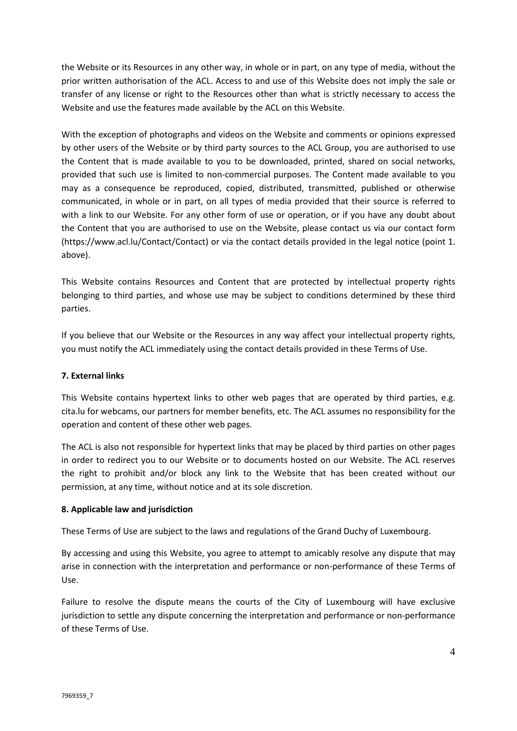the Website or its Resources in any other way, in whole or in part, on any type of media, without the prior written authorisation of the ACL. Access to and use of this Website does not imply the sale or transfer of any license or right to the Resources other than what is strictly necessary to access the Website and use the features made available by the ACL on this Website.

With the exception of photographs and videos on the Website and comments or opinions expressed by other users of the Website or by third party sources to the ACL Group, you are authorised to use the Content that is made available to you to be downloaded, printed, shared on social networks, provided that such use is limited to non-commercial purposes. The Content made available to you may as a consequence be reproduced, copied, distributed, transmitted, published or otherwise communicated, in whole or in part, on all types of media provided that their source is referred to with a link to our Website. For any other form of use or operation, or if you have any doubt about the Content that you are authorised to use on the Website, please contact us via our contact form (https://www.acl.lu/Contact/Contact) or via the contact details provided in the legal notice (point 1. above).

This Website contains Resources and Content that are protected by intellectual property rights belonging to third parties, and whose use may be subject to conditions determined by these third parties.

If you believe that our Website or the Resources in any way affect your intellectual property rights, you must notify the ACL immediately using the contact details provided in these Terms of Use.

**7. External links**

This Website contains hypertext links to other web pages that are operated by third parties, e.g. cita.lu for webcams, our partners for member benefits, etc. The ACL assumes no responsibility for the operation and content of these other web pages.

The ACL is also not responsible for hypertext links that may be placed by third parties on other pages in order to redirect you to our Website or to documents hosted on our Website. The ACL reserves the right to prohibit and/or block any link to the Website that has been created without our permission, at any time, without notice and at its sole discretion.

**8. Applicable law and jurisdiction**

These Terms of Use are subject to the laws and regulations of the Grand Duchy of Luxembourg.

By accessing and using this Website, you agree to attempt to amicably resolve any dispute that may arise in connection with the interpretation and performance or non-performance of these Terms of Use.

Failure to resolve the dispute means the courts of the City of Luxembourg will have exclusive jurisdiction to settle any dispute concerning the interpretation and performance or non-performance of these Terms of Use.

7969359_7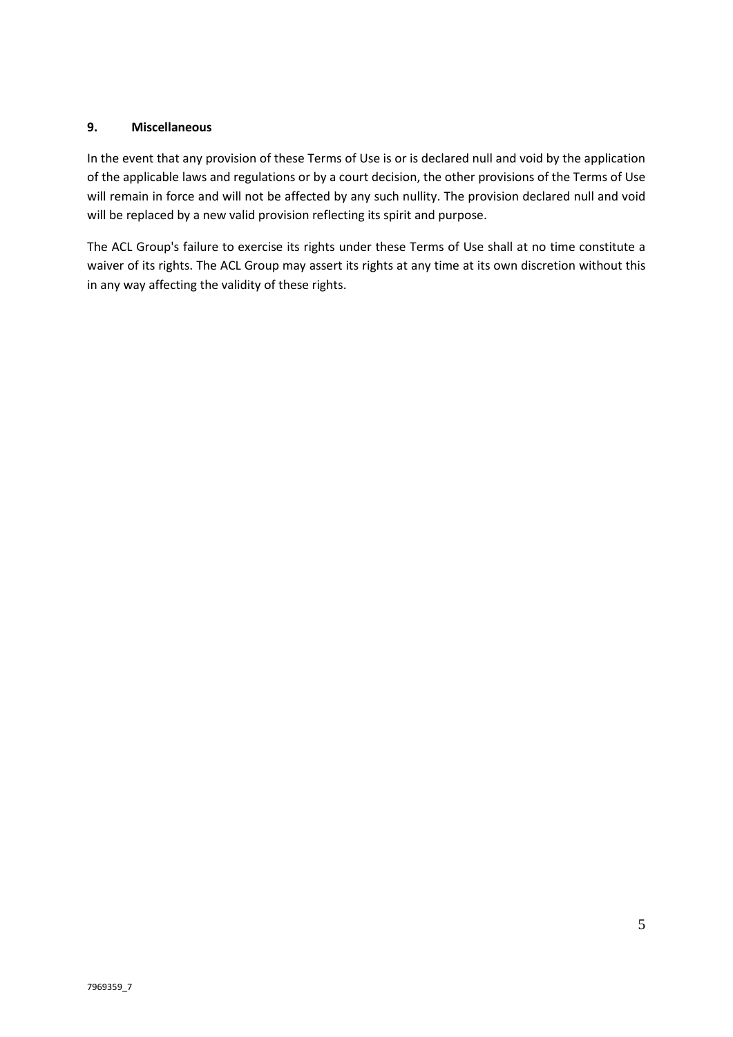## 9. Miscellaneous

In the event that any provision of these Terms of Use is or is declared null and void by the application of the applicable laws and regulations or by a court decision, the other provisions of the Terms of Use will remain in force and will not be affected by any such nullity. The provision declared null and void will be replaced by a new valid provision reflecting its spirit and purpose.

The ACL Group's failure to exercise its rights under these Terms of Use shall at no time constitute a waiver of its rights. The ACL Group may assert its rights at any time at its own discretion without this in any way affecting the validity of these rights.

7969359_7